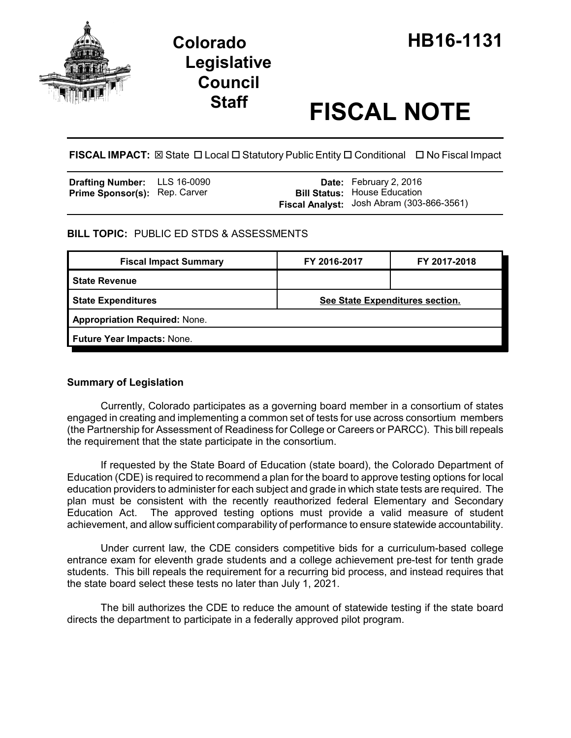# Colorado Legislative Council Staff

# HB16-1131

# FISCAL NOTE

**FISCAL IMPACT:** ☒ State ☐ Local ☐ Statutory Public Entity ☐ Conditional ☐ No Fiscal Impact

| | | | |
|---|---|---|---|
| **Drafting Number:** | LLS 16-0090 | **Date:** | February 2, 2016 |
| **Prime Sponsor(s):** | Rep. Carver | **Bill Status:** | House Education |
| | | **Fiscal Analyst:** | Josh Abram (303-866-3561) |

**BILL TOPIC:** PUBLIC ED STDS & ASSESSMENTS

| Fiscal Impact Summary | FY 2016-2017 | FY 2017-2018 |
|---|---|---|
| **State Revenue** | | |
| **State Expenditures** | See State Expenditures section. | |
| **Appropriation Required:** None. | | |
| **Future Year Impacts:** None. | | |

### Summary of Legislation

Currently, Colorado participates as a governing board member in a consortium of states engaged in creating and implementing a common set of tests for use across consortium members (the Partnership for Assessment of Readiness for College or Careers or PARCC). This bill repeals the requirement that the state participate in the consortium.

If requested by the State Board of Education (state board), the Colorado Department of Education (CDE) is required to recommend a plan for the board to approve testing options for local education providers to administer for each subject and grade in which state tests are required. The plan must be consistent with the recently reauthorized federal Elementary and Secondary Education Act. The approved testing options must provide a valid measure of student achievement, and allow sufficient comparability of performance to ensure statewide accountability.

Under current law, the CDE considers competitive bids for a curriculum-based college entrance exam for eleventh grade students and a college achievement pre-test for tenth grade students. This bill repeals the requirement for a recurring bid process, and instead requires that the state board select these tests no later than July 1, 2021.

The bill authorizes the CDE to reduce the amount of statewide testing if the state board directs the department to participate in a federally approved pilot program.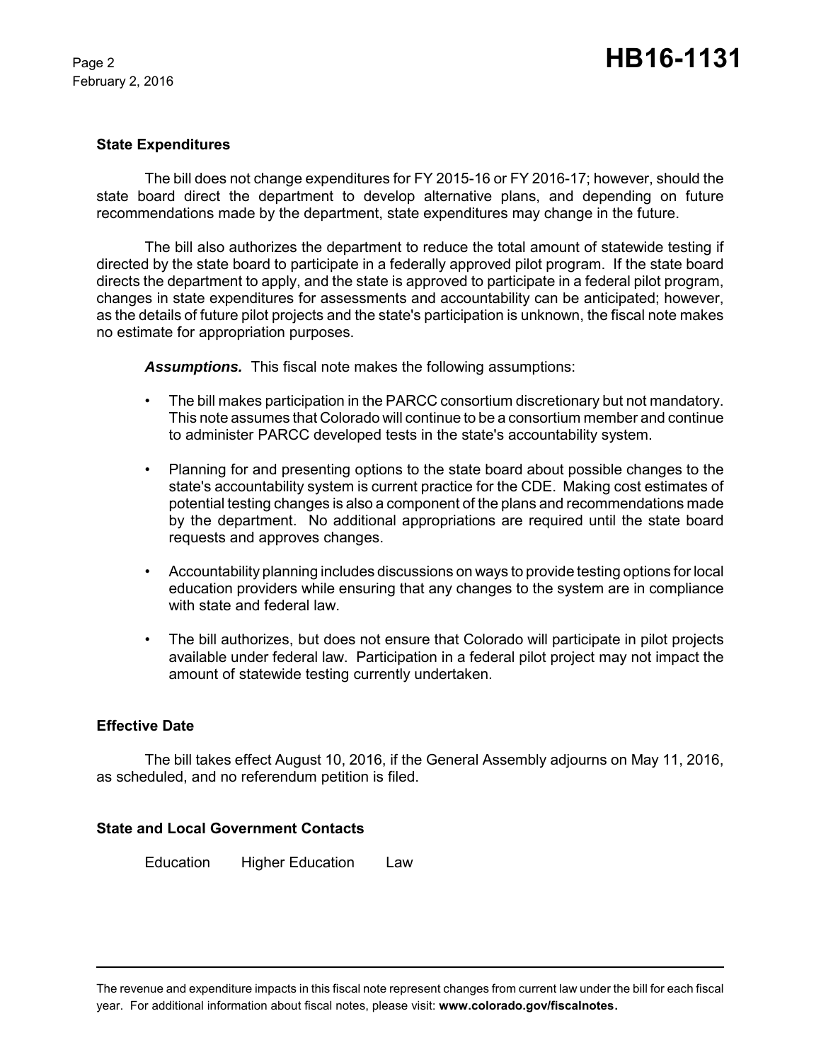### State Expenditures

The bill does not change expenditures for FY 2015-16 or FY 2016-17; however, should the state board direct the department to develop alternative plans, and depending on future recommendations made by the department, state expenditures may change in the future.

The bill also authorizes the department to reduce the total amount of statewide testing if directed by the state board to participate in a federally approved pilot program. If the state board directs the department to apply, and the state is approved to participate in a federal pilot program, changes in state expenditures for assessments and accountability can be anticipated; however, as the details of future pilot projects and the state's participation is unknown, the fiscal note makes no estimate for appropriation purposes.

***Assumptions.*** This fiscal note makes the following assumptions:

- The bill makes participation in the PARCC consortium discretionary but not mandatory. This note assumes that Colorado will continue to be a consortium member and continue to administer PARCC developed tests in the state's accountability system.
- Planning for and presenting options to the state board about possible changes to the state's accountability system is current practice for the CDE. Making cost estimates of potential testing changes is also a component of the plans and recommendations made by the department. No additional appropriations are required until the state board requests and approves changes.
- Accountability planning includes discussions on ways to provide testing options for local education providers while ensuring that any changes to the system are in compliance with state and federal law.
- The bill authorizes, but does not ensure that Colorado will participate in pilot projects available under federal law. Participation in a federal pilot project may not impact the amount of statewide testing currently undertaken.

### Effective Date

The bill takes effect August 10, 2016, if the General Assembly adjourns on May 11, 2016, as scheduled, and no referendum petition is filed.

### State and Local Government Contacts

Education    Higher Education    Law

The revenue and expenditure impacts in this fiscal note represent changes from current law under the bill for each fiscal year. For additional information about fiscal notes, please visit: **www.colorado.gov/fiscalnotes.**